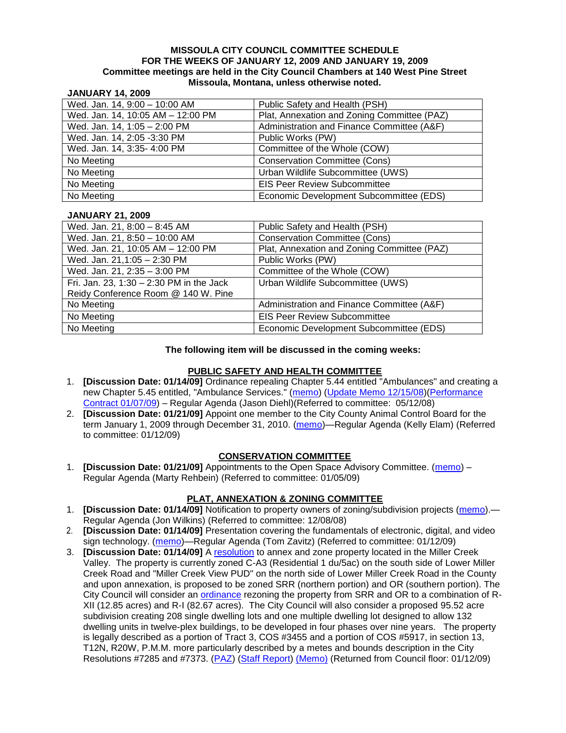**MISSOULA CITY COUNCIL COMMITTEE SCHEDULE**
**FOR THE WEEKS OF JANUARY 12, 2009 AND JANUARY 19, 2009**
**Committee meetings are held in the City Council Chambers at 140 West Pine Street**
**Missoula, Montana, unless otherwise noted.**

**JANUARY 14, 2009**

| | |
|---|---|
| Wed. Jan. 14, 9:00 – 10:00 AM | Public Safety and Health (PSH) |
| Wed. Jan. 14, 10:05 AM – 12:00 PM | Plat, Annexation and Zoning Committee (PAZ) |
| Wed. Jan. 14, 1:05 – 2:00 PM | Administration and Finance Committee (A&F) |
| Wed. Jan. 14, 2:05 -3:30 PM | Public Works (PW) |
| Wed. Jan. 14, 3:35- 4:00 PM | Committee of the Whole (COW) |
| No Meeting | Conservation Committee (Cons) |
| No Meeting | Urban Wildlife Subcommittee (UWS) |
| No Meeting | EIS Peer Review Subcommittee |
| No Meeting | Economic Development Subcommittee (EDS) |

**JANUARY 21, 2009**

| | |
|---|---|
| Wed. Jan. 21, 8:00 – 8:45 AM | Public Safety and Health (PSH) |
| Wed. Jan. 21, 8:50 – 10:00 AM | Conservation Committee (Cons) |
| Wed. Jan. 21, 10:05 AM – 12:00 PM | Plat, Annexation and Zoning Committee (PAZ) |
| Wed. Jan. 21,1:05 – 2:30 PM | Public Works (PW) |
| Wed. Jan. 21, 2:35 – 3:00 PM | Committee of the Whole (COW) |
| Fri. Jan. 23, 1:30 – 2:30 PM in the Jack Reidy Conference Room @ 140 W. Pine | Urban Wildlife Subcommittee (UWS) |
| No Meeting | Administration and Finance Committee (A&F) |
| No Meeting | EIS Peer Review Subcommittee |
| No Meeting | Economic Development Subcommittee (EDS) |

**The following item will be discussed in the coming weeks:**

**PUBLIC SAFETY AND HEALTH COMMITTEE**

1. **[Discussion Date: 01/14/09]** Ordinance repealing Chapter 5.44 entitled "Ambulances" and creating a new Chapter 5.45 entitled, "Ambulance Services." (memo) (Update Memo 12/15/08)(Performance Contract 01/07/09) – Regular Agenda (Jason Diehl)(Referred to committee: 05/12/08)
2. **[Discussion Date: 01/21/09]** Appoint one member to the City County Animal Control Board for the term January 1, 2009 through December 31, 2010. (memo)—Regular Agenda (Kelly Elam) (Referred to committee: 01/12/09)

**CONSERVATION COMMITTEE**

1. **[Discussion Date: 01/21/09]** Appointments to the Open Space Advisory Committee. (memo) – Regular Agenda (Marty Rehbein) (Referred to committee: 01/05/09)

**PLAT, ANNEXATION & ZONING COMMITTEE**

1. **[Discussion Date: 01/14/09]** Notification to property owners of zoning/subdivision projects (memo).— Regular Agenda (Jon Wilkins) (Referred to committee: 12/08/08)
2. **[Discussion Date: 01/14/09]** Presentation covering the fundamentals of electronic, digital, and video sign technology. (memo)—Regular Agenda (Tom Zavitz) (Referred to committee: 01/12/09)
3. **[Discussion Date: 01/14/09]** A resolution to annex and zone property located in the Miller Creek Valley. The property is currently zoned C-A3 (Residential 1 du/5ac) on the south side of Lower Miller Creek Road and "Miller Creek View PUD" on the north side of Lower Miller Creek Road in the County and upon annexation, is proposed to be zoned SRR (northern portion) and OR (southern portion). The City Council will consider an ordinance rezoning the property from SRR and OR to a combination of R-XII (12.85 acres) and R-I (82.67 acres). The City Council will also consider a proposed 95.52 acre subdivision creating 208 single dwelling lots and one multiple dwelling lot designed to allow 132 dwelling units in twelve-plex buildings, to be developed in four phases over nine years. The property is legally described as a portion of Tract 3, COS #3455 and a portion of COS #5917, in section 13, T12N, R20W, P.M.M. more particularly described by a metes and bounds description in the City Resolutions #7285 and #7373. (PAZ) (Staff Report) (Memo) (Returned from Council floor: 01/12/09)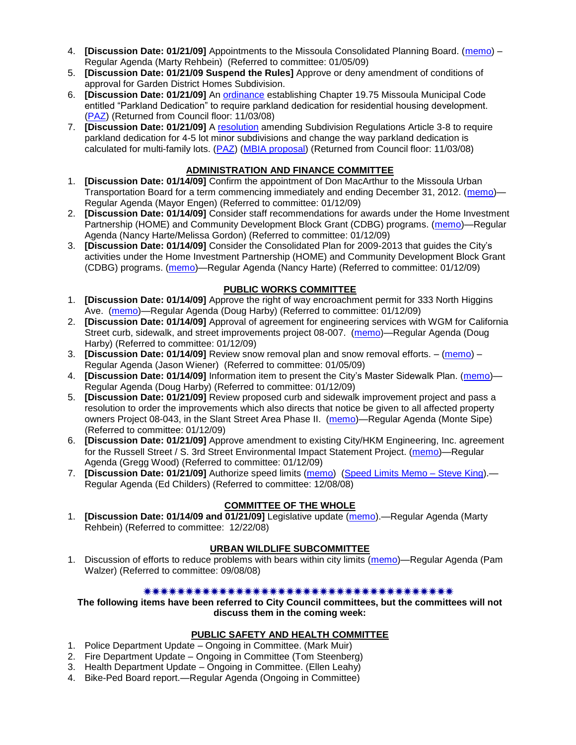4. **[Discussion Date: 01/21/09]** Appointments to the Missoula Consolidated Planning Board. (memo) – Regular Agenda (Marty Rehbein) (Referred to committee: 01/05/09)
5. **[Discussion Date: 01/21/09 Suspend the Rules]** Approve or deny amendment of conditions of approval for Garden District Homes Subdivision.
6. **[Discussion Date: 01/21/09]** An ordinance establishing Chapter 19.75 Missoula Municipal Code entitled "Parkland Dedication" to require parkland dedication for residential housing development. (PAZ) (Returned from Council floor: 11/03/08)
7. **[Discussion Date: 01/21/09]** A resolution amending Subdivision Regulations Article 3-8 to require parkland dedication for 4-5 lot minor subdivisions and change the way parkland dedication is calculated for multi-family lots. (PAZ) (MBIA proposal) (Returned from Council floor: 11/03/08)

## ADMINISTRATION AND FINANCE COMMITTEE

1. **[Discussion Date: 01/14/09]** Confirm the appointment of Don MacArthur to the Missoula Urban Transportation Board for a term commencing immediately and ending December 31, 2012. (memo)—Regular Agenda (Mayor Engen) (Referred to committee: 01/12/09)
2. **[Discussion Date: 01/14/09]** Consider staff recommendations for awards under the Home Investment Partnership (HOME) and Community Development Block Grant (CDBG) programs. (memo)—Regular Agenda (Nancy Harte/Melissa Gordon) (Referred to committee: 01/12/09)
3. **[Discussion Date: 01/14/09]** Consider the Consolidated Plan for 2009-2013 that guides the City's activities under the Home Investment Partnership (HOME) and Community Development Block Grant (CDBG) programs. (memo)—Regular Agenda (Nancy Harte) (Referred to committee: 01/12/09)

## PUBLIC WORKS COMMITTEE

1. **[Discussion Date: 01/14/09]** Approve the right of way encroachment permit for 333 North Higgins Ave. (memo)—Regular Agenda (Doug Harby) (Referred to committee: 01/12/09)
2. **[Discussion Date: 01/14/09]** Approval of agreement for engineering services with WGM for California Street curb, sidewalk, and street improvements project 08-007. (memo)—Regular Agenda (Doug Harby) (Referred to committee: 01/12/09)
3. **[Discussion Date: 01/14/09]** Review snow removal plan and snow removal efforts. – (memo) – Regular Agenda (Jason Wiener) (Referred to committee: 01/05/09)
4. **[Discussion Date: 01/14/09]** Information item to present the City's Master Sidewalk Plan. (memo)—Regular Agenda (Doug Harby) (Referred to committee: 01/12/09)
5. **[Discussion Date: 01/21/09]** Review proposed curb and sidewalk improvement project and pass a resolution to order the improvements which also directs that notice be given to all affected property owners Project 08-043, in the Slant Street Area Phase II. (memo)—Regular Agenda (Monte Sipe) (Referred to committee: 01/12/09)
6. **[Discussion Date: 01/21/09]** Approve amendment to existing City/HKM Engineering, Inc. agreement for the Russell Street / S. 3rd Street Environmental Impact Statement Project. (memo)—Regular Agenda (Gregg Wood) (Referred to committee: 01/12/09)
7. **[Discussion Date: 01/21/09]** Authorize speed limits (memo) (Speed Limits Memo – Steve King).—Regular Agenda (Ed Childers) (Referred to committee: 12/08/08)

## COMMITTEE OF THE WHOLE

1. **[Discussion Date: 01/14/09 and 01/21/09]** Legislative update (memo).—Regular Agenda (Marty Rehbein) (Referred to committee: 12/22/08)

## URBAN WILDLIFE SUBCOMMITTEE

1. Discussion of efforts to reduce problems with bears within city limits (memo)—Regular Agenda (Pam Walzer) (Referred to committee: 09/08/08)

\*\*\*\*\*\*\*\*\*\*\*\*\*\*\*\*\*\*\*\*\*\*\*\*\*\*\*\*\*\*\*\*\*\*\*\*\*\*\*\*\*

**The following items have been referred to City Council committees, but the committees will not discuss them in the coming week:**

## PUBLIC SAFETY AND HEALTH COMMITTEE

1. Police Department Update – Ongoing in Committee. (Mark Muir)
2. Fire Department Update – Ongoing in Committee (Tom Steenberg)
3. Health Department Update – Ongoing in Committee. (Ellen Leahy)
4. Bike-Ped Board report.—Regular Agenda (Ongoing in Committee)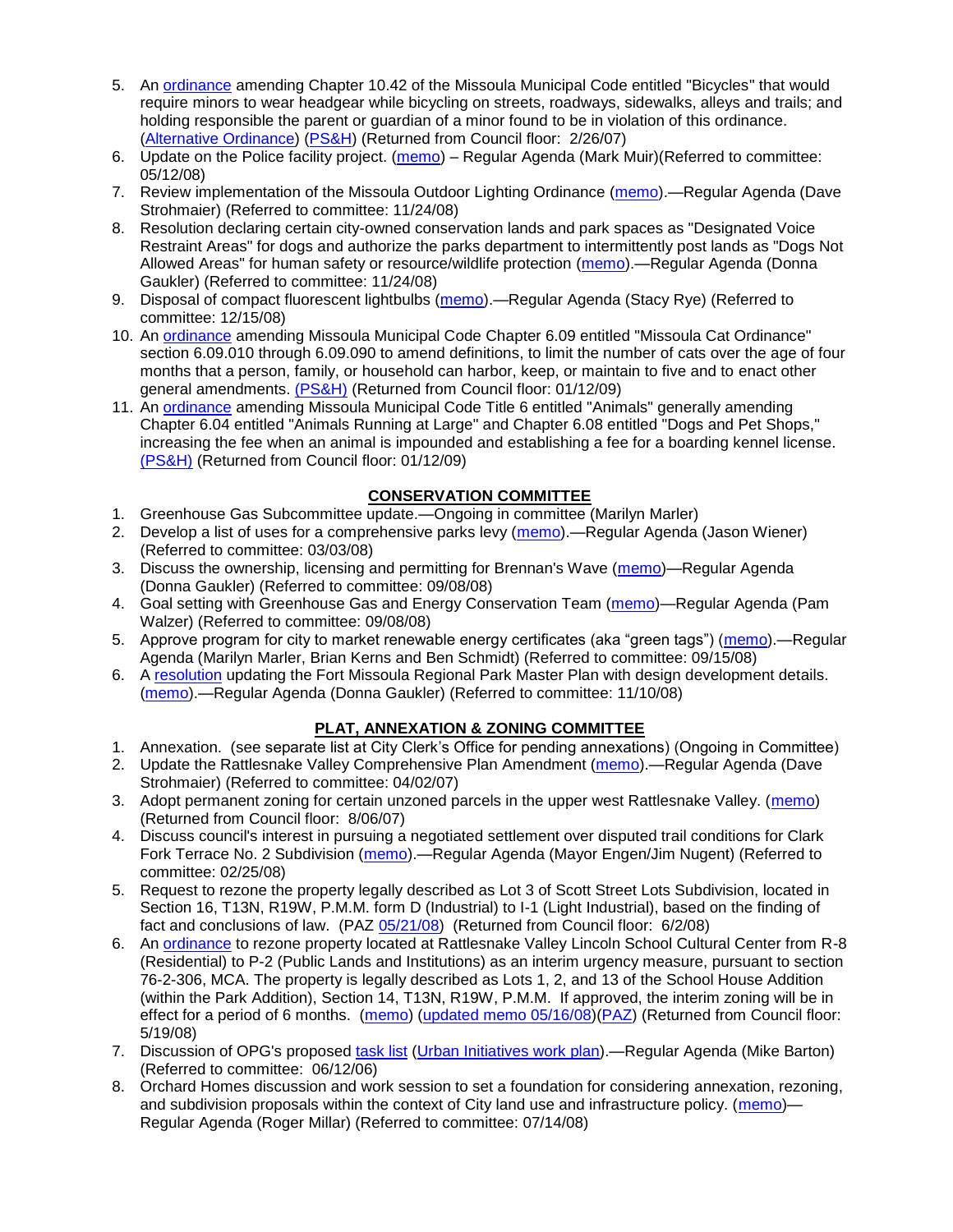5. An ordinance amending Chapter 10.42 of the Missoula Municipal Code entitled "Bicycles" that would require minors to wear headgear while bicycling on streets, roadways, sidewalks, alleys and trails; and holding responsible the parent or guardian of a minor found to be in violation of this ordinance. (Alternative Ordinance) (PS&H) (Returned from Council floor: 2/26/07)
6. Update on the Police facility project. (memo) – Regular Agenda (Mark Muir)(Referred to committee: 05/12/08)
7. Review implementation of the Missoula Outdoor Lighting Ordinance (memo).—Regular Agenda (Dave Strohmaier) (Referred to committee: 11/24/08)
8. Resolution declaring certain city-owned conservation lands and park spaces as "Designated Voice Restraint Areas" for dogs and authorize the parks department to intermittently post lands as "Dogs Not Allowed Areas" for human safety or resource/wildlife protection (memo).—Regular Agenda (Donna Gaukler) (Referred to committee: 11/24/08)
9. Disposal of compact fluorescent lightbulbs (memo).—Regular Agenda (Stacy Rye) (Referred to committee: 12/15/08)
10. An ordinance amending Missoula Municipal Code Chapter 6.09 entitled "Missoula Cat Ordinance" section 6.09.010 through 6.09.090 to amend definitions, to limit the number of cats over the age of four months that a person, family, or household can harbor, keep, or maintain to five and to enact other general amendments. (PS&H) (Returned from Council floor: 01/12/09)
11. An ordinance amending Missoula Municipal Code Title 6 entitled "Animals" generally amending Chapter 6.04 entitled "Animals Running at Large" and Chapter 6.08 entitled "Dogs and Pet Shops," increasing the fee when an animal is impounded and establishing a fee for a boarding kennel license. (PS&H) (Returned from Council floor: 01/12/09)

## CONSERVATION COMMITTEE

1. Greenhouse Gas Subcommittee update.—Ongoing in committee (Marilyn Marler)
2. Develop a list of uses for a comprehensive parks levy (memo).—Regular Agenda (Jason Wiener) (Referred to committee: 03/03/08)
3. Discuss the ownership, licensing and permitting for Brennan's Wave (memo)—Regular Agenda (Donna Gaukler) (Referred to committee: 09/08/08)
4. Goal setting with Greenhouse Gas and Energy Conservation Team (memo)—Regular Agenda (Pam Walzer) (Referred to committee: 09/08/08)
5. Approve program for city to market renewable energy certificates (aka "green tags") (memo).—Regular Agenda (Marilyn Marler, Brian Kerns and Ben Schmidt) (Referred to committee: 09/15/08)
6. A resolution updating the Fort Missoula Regional Park Master Plan with design development details. (memo).—Regular Agenda (Donna Gaukler) (Referred to committee: 11/10/08)

## PLAT, ANNEXATION & ZONING COMMITTEE

1. Annexation. (see separate list at City Clerk's Office for pending annexations) (Ongoing in Committee)
2. Update the Rattlesnake Valley Comprehensive Plan Amendment (memo).—Regular Agenda (Dave Strohmaier) (Referred to committee: 04/02/07)
3. Adopt permanent zoning for certain unzoned parcels in the upper west Rattlesnake Valley. (memo) (Returned from Council floor: 8/06/07)
4. Discuss council's interest in pursuing a negotiated settlement over disputed trail conditions for Clark Fork Terrace No. 2 Subdivision (memo).—Regular Agenda (Mayor Engen/Jim Nugent) (Referred to committee: 02/25/08)
5. Request to rezone the property legally described as Lot 3 of Scott Street Lots Subdivision, located in Section 16, T13N, R19W, P.M.M. form D (Industrial) to I-1 (Light Industrial), based on the finding of fact and conclusions of law. (PAZ 05/21/08) (Returned from Council floor: 6/2/08)
6. An ordinance to rezone property located at Rattlesnake Valley Lincoln School Cultural Center from R-8 (Residential) to P-2 (Public Lands and Institutions) as an interim urgency measure, pursuant to section 76-2-306, MCA. The property is legally described as Lots 1, 2, and 13 of the School House Addition (within the Park Addition), Section 14, T13N, R19W, P.M.M. If approved, the interim zoning will be in effect for a period of 6 months. (memo) (updated memo 05/16/08)(PAZ) (Returned from Council floor: 5/19/08)
7. Discussion of OPG's proposed task list (Urban Initiatives work plan).—Regular Agenda (Mike Barton) (Referred to committee: 06/12/06)
8. Orchard Homes discussion and work session to set a foundation for considering annexation, rezoning, and subdivision proposals within the context of City land use and infrastructure policy. (memo)—Regular Agenda (Roger Millar) (Referred to committee: 07/14/08)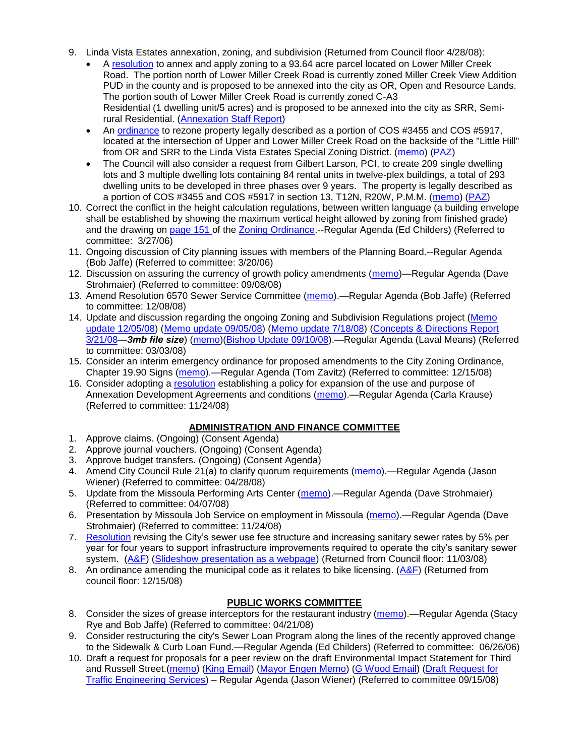9. Linda Vista Estates annexation, zoning, and subdivision (Returned from Council floor 4/28/08):
   - A resolution to annex and apply zoning to a 93.64 acre parcel located on Lower Miller Creek Road. The portion north of Lower Miller Creek Road is currently zoned Miller Creek View Addition PUD in the county and is proposed to be annexed into the city as OR, Open and Resource Lands. The portion south of Lower Miller Creek Road is currently zoned C-A3 Residential (1 dwelling unit/5 acres) and is proposed to be annexed into the city as SRR, Semi-rural Residential. (Annexation Staff Report)
   - An ordinance to rezone property legally described as a portion of COS #3455 and COS #5917, located at the intersection of Upper and Lower Miller Creek Road on the backside of the "Little Hill" from OR and SRR to the Linda Vista Estates Special Zoning District. (memo) (PAZ)
   - The Council will also consider a request from Gilbert Larson, PCI, to create 209 single dwelling lots and 3 multiple dwelling lots containing 84 rental units in twelve-plex buildings, a total of 293 dwelling units to be developed in three phases over 9 years. The property is legally described as a portion of COS #3455 and COS #5917 in section 13, T12N, R20W, P.M.M. (memo) (PAZ)
10. Correct the conflict in the height calculation regulations, between written language (a building envelope shall be established by showing the maximum vertical height allowed by zoning from finished grade) and the drawing on page 151 of the Zoning Ordinance.--Regular Agenda (Ed Childers) (Referred to committee: 3/27/06)
11. Ongoing discussion of City planning issues with members of the Planning Board.--Regular Agenda (Bob Jaffe) (Referred to committee: 3/20/06)
12. Discussion on assuring the currency of growth policy amendments (memo)—Regular Agenda (Dave Strohmaier) (Referred to committee: 09/08/08)
13. Amend Resolution 6570 Sewer Service Committee (memo).—Regular Agenda (Bob Jaffe) (Referred to committee: 12/08/08)
14. Update and discussion regarding the ongoing Zoning and Subdivision Regulations project (Memo update 12/05/08) (Memo update 09/05/08) (Memo update 7/18/08) (Concepts & Directions Report 3/21/08—***3mb file size***) (memo)(Bishop Update 09/10/08).—Regular Agenda (Laval Means) (Referred to committee: 03/03/08)
15. Consider an interim emergency ordinance for proposed amendments to the City Zoning Ordinance, Chapter 19.90 Signs (memo).—Regular Agenda (Tom Zavitz) (Referred to committee: 12/15/08)
16. Consider adopting a resolution establishing a policy for expansion of the use and purpose of Annexation Development Agreements and conditions (memo).—Regular Agenda (Carla Krause) (Referred to committee: 11/24/08)

## ADMINISTRATION AND FINANCE COMMITTEE

1. Approve claims. (Ongoing) (Consent Agenda)
2. Approve journal vouchers. (Ongoing) (Consent Agenda)
3. Approve budget transfers. (Ongoing) (Consent Agenda)
4. Amend City Council Rule 21(a) to clarify quorum requirements (memo).—Regular Agenda (Jason Wiener) (Referred to committee: 04/28/08)
5. Update from the Missoula Performing Arts Center (memo).—Regular Agenda (Dave Strohmaier) (Referred to committee: 04/07/08)
6. Presentation by Missoula Job Service on employment in Missoula (memo).—Regular Agenda (Dave Strohmaier) (Referred to committee: 11/24/08)
7. Resolution revising the City's sewer use fee structure and increasing sanitary sewer rates by 5% per year for four years to support infrastructure improvements required to operate the city's sanitary sewer system. (A&F) (Slideshow presentation as a webpage) (Returned from Council floor: 11/03/08)
8. An ordinance amending the municipal code as it relates to bike licensing. (A&F) (Returned from council floor: 12/15/08)

## PUBLIC WORKS COMMITTEE

8. Consider the sizes of grease interceptors for the restaurant industry (memo).—Regular Agenda (Stacy Rye and Bob Jaffe) (Referred to committee: 04/21/08)
9. Consider restructuring the city's Sewer Loan Program along the lines of the recently approved change to the Sidewalk & Curb Loan Fund.—Regular Agenda (Ed Childers) (Referred to committee: 06/26/06)
10. Draft a request for proposals for a peer review on the draft Environmental Impact Statement for Third and Russell Street.(memo) (King Email) (Mayor Engen Memo) (G Wood Email) (Draft Request for Traffic Engineering Services) – Regular Agenda (Jason Wiener) (Referred to committee 09/15/08)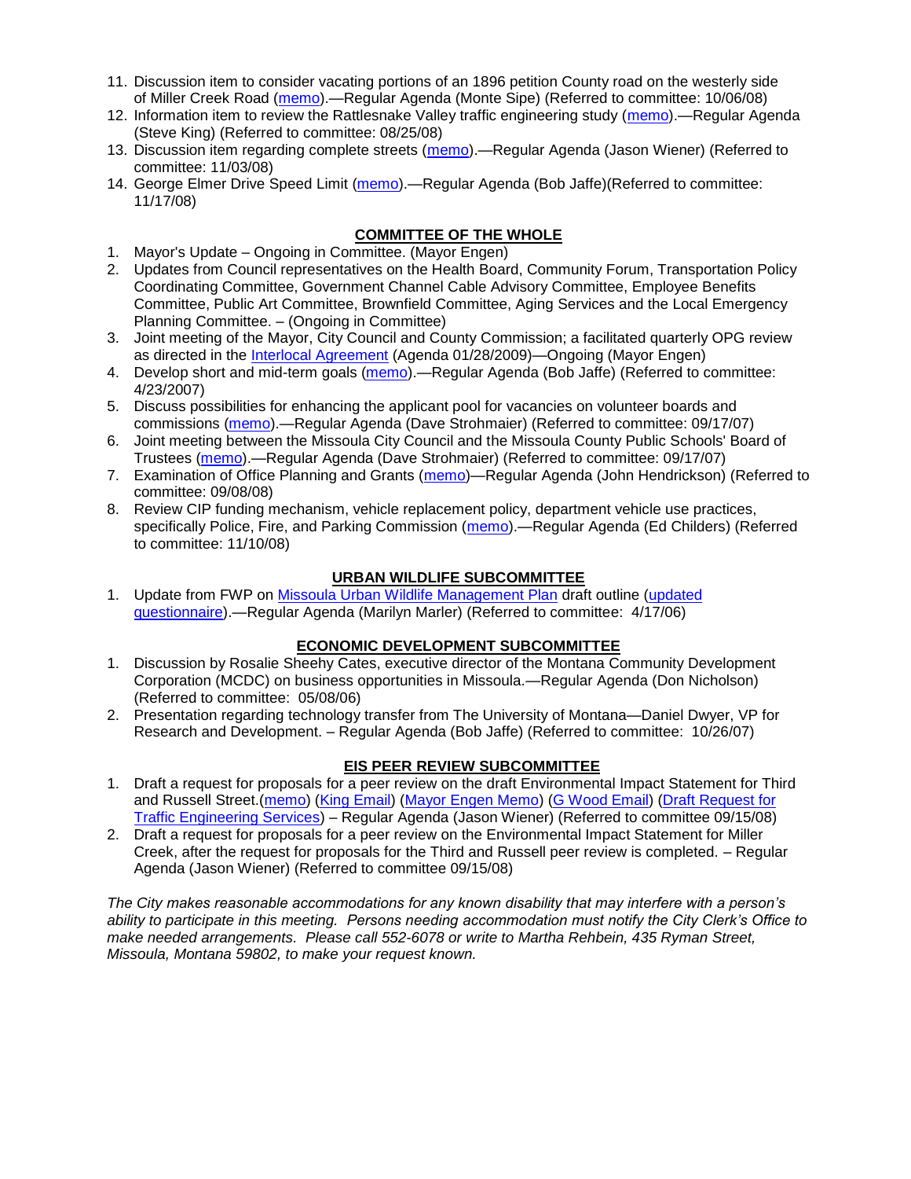11. Discussion item to consider vacating portions of an 1896 petition County road on the westerly side of Miller Creek Road (memo).—Regular Agenda (Monte Sipe) (Referred to committee: 10/06/08)
12. Information item to review the Rattlesnake Valley traffic engineering study (memo).—Regular Agenda (Steve King) (Referred to committee: 08/25/08)
13. Discussion item regarding complete streets (memo).—Regular Agenda (Jason Wiener) (Referred to committee: 11/03/08)
14. George Elmer Drive Speed Limit (memo).—Regular Agenda (Bob Jaffe)(Referred to committee: 11/17/08)

## COMMITTEE OF THE WHOLE

1. Mayor's Update – Ongoing in Committee. (Mayor Engen)
2. Updates from Council representatives on the Health Board, Community Forum, Transportation Policy Coordinating Committee, Government Channel Cable Advisory Committee, Employee Benefits Committee, Public Art Committee, Brownfield Committee, Aging Services and the Local Emergency Planning Committee. – (Ongoing in Committee)
3. Joint meeting of the Mayor, City Council and County Commission; a facilitated quarterly OPG review as directed in the Interlocal Agreement (Agenda 01/28/2009)—Ongoing (Mayor Engen)
4. Develop short and mid-term goals (memo).—Regular Agenda (Bob Jaffe) (Referred to committee: 4/23/2007)
5. Discuss possibilities for enhancing the applicant pool for vacancies on volunteer boards and commissions (memo).—Regular Agenda (Dave Strohmaier) (Referred to committee: 09/17/07)
6. Joint meeting between the Missoula City Council and the Missoula County Public Schools' Board of Trustees (memo).—Regular Agenda (Dave Strohmaier) (Referred to committee: 09/17/07)
7. Examination of Office Planning and Grants (memo)—Regular Agenda (John Hendrickson) (Referred to committee: 09/08/08)
8. Review CIP funding mechanism, vehicle replacement policy, department vehicle use practices, specifically Police, Fire, and Parking Commission (memo).—Regular Agenda (Ed Childers) (Referred to committee: 11/10/08)

## URBAN WILDLIFE SUBCOMMITTEE

1. Update from FWP on Missoula Urban Wildlife Management Plan draft outline (updated questionnaire).—Regular Agenda (Marilyn Marler) (Referred to committee: 4/17/06)

## ECONOMIC DEVELOPMENT SUBCOMMITTEE

1. Discussion by Rosalie Sheehy Cates, executive director of the Montana Community Development Corporation (MCDC) on business opportunities in Missoula.—Regular Agenda (Don Nicholson) (Referred to committee: 05/08/06)
2. Presentation regarding technology transfer from The University of Montana—Daniel Dwyer, VP for Research and Development. – Regular Agenda (Bob Jaffe) (Referred to committee: 10/26/07)

## EIS PEER REVIEW SUBCOMMITTEE

1. Draft a request for proposals for a peer review on the draft Environmental Impact Statement for Third and Russell Street.(memo) (King Email) (Mayor Engen Memo) (G Wood Email) (Draft Request for Traffic Engineering Services) – Regular Agenda (Jason Wiener) (Referred to committee 09/15/08)
2. Draft a request for proposals for a peer review on the Environmental Impact Statement for Miller Creek, after the request for proposals for the Third and Russell peer review is completed. – Regular Agenda (Jason Wiener) (Referred to committee 09/15/08)

*The City makes reasonable accommodations for any known disability that may interfere with a person's ability to participate in this meeting. Persons needing accommodation must notify the City Clerk's Office to make needed arrangements. Please call 552-6078 or write to Martha Rehbein, 435 Ryman Street, Missoula, Montana 59802, to make your request known.*